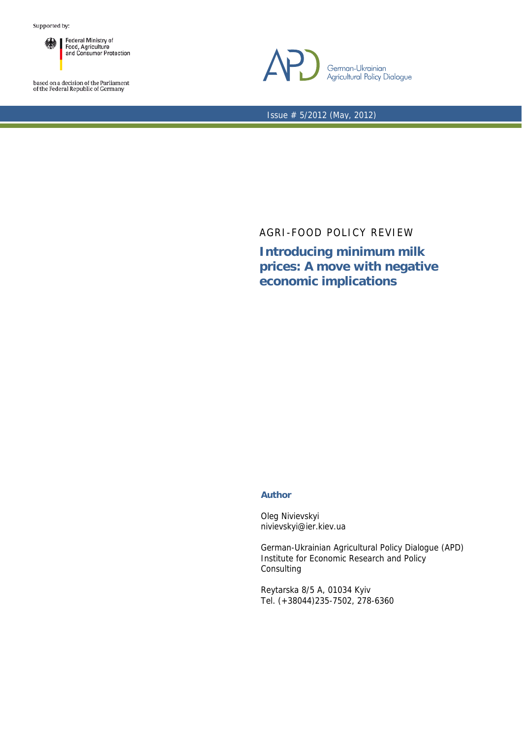Supported by:

Federal Ministry of Food, Agriculture and Consumer Protection

based on a decision of the Parliament of the Federal Republic of Germany

APD German-Ukrainian Agricultural Policy Dialogue

Issue # 5/2012 (May, 2012)

AGRI-FOOD POLICY REVIEW

# Introducing minimum milk prices: A move with negative economic implications

**Author**

Oleg Nivievskyi
nivievskyi@ier.kiev.ua

German-Ukrainian Agricultural Policy Dialogue (APD)
Institute for Economic Research and Policy Consulting

Reytarska 8/5 A, 01034 Kyiv
Tel. (+38044)235-7502, 278-6360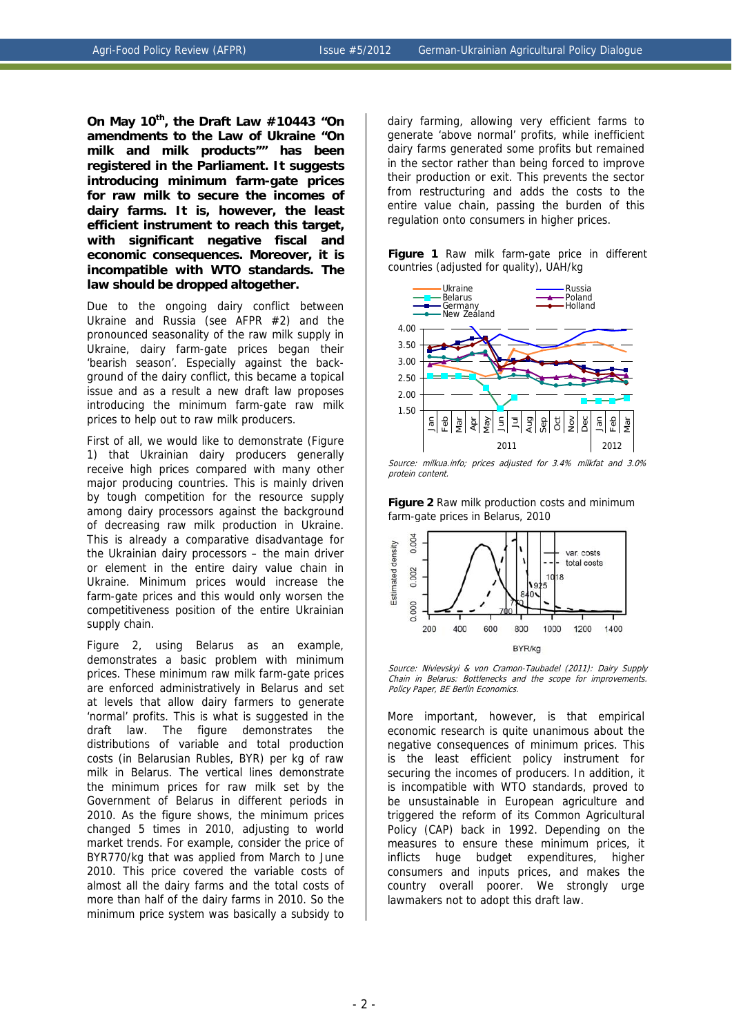**On May 10th, the Draft Law #10443 "On amendments to the Law of Ukraine "On milk and milk products"" has been registered in the Parliament. It suggests introducing minimum farm-gate prices for raw milk to secure the incomes of dairy farms. It is, however, the least efficient instrument to reach this target, with significant negative fiscal and economic consequences. Moreover, it is incompatible with WTO standards. The law should be dropped altogether.**

Due to the ongoing dairy conflict between Ukraine and Russia (see AFPR #2) and the pronounced seasonality of the raw milk supply in Ukraine, dairy farm-gate prices began their 'bearish season'. Especially against the background of the dairy conflict, this became a topical issue and as a result a new draft law proposes introducing the minimum farm-gate raw milk prices to help out to raw milk producers.

First of all, we would like to demonstrate (Figure 1) that Ukrainian dairy producers generally receive high prices compared with many other major producing countries. This is mainly driven by tough competition for the resource supply among dairy processors against the background of decreasing raw milk production in Ukraine. This is already a comparative disadvantage for the Ukrainian dairy processors – the main driver or element in the entire dairy value chain in Ukraine. Minimum prices would increase the farm-gate prices and this would only worsen the competitiveness position of the entire Ukrainian supply chain.

Figure 2, using Belarus as an example, demonstrates a basic problem with minimum prices. These minimum raw milk farm-gate prices are enforced administratively in Belarus and set at levels that allow dairy farmers to generate 'normal' profits. This is what is suggested in the draft law. The figure demonstrates the distributions of variable and total production costs (in Belarusian Rubles, BYR) per kg of raw milk in Belarus. The vertical lines demonstrate the minimum prices for raw milk set by the Government of Belarus in different periods in 2010. As the figure shows, the minimum prices changed 5 times in 2010, adjusting to world market trends. For example, consider the price of BYR770/kg that was applied from March to June 2010. This price covered the variable costs of almost all the dairy farms and the total costs of more than half of the dairy farms in 2010. So the minimum price system was basically a subsidy to dairy farming, allowing very efficient farms to generate 'above normal' profits, while inefficient dairy farms generated some profits but remained in the sector rather than being forced to improve their production or exit. This prevents the sector from restructuring and adds the costs to the entire value chain, passing the burden of this regulation onto consumers in higher prices.

**Figure 1** Raw milk farm-gate price in different countries (adjusted for quality), UAH/kg

Ukraine
Belarus
Germany
New Zealand
Russia
Poland
Holland

4.00
3.50
3.00
2.50
2.00
1.50

Jan Feb Mar Apr May Jun Jul Aug Sep Oct Nov Dec Jan Feb Mar

2011 2012

*Source: milkua.info; prices adjusted for 3.4% milkfat and 3.0% protein content.*

**Figure 2** Raw milk production costs and minimum farm-gate prices in Belarus, 2010

Estimated density

0.004
0.002
0.000

var. costs
total costs

1018
925
840
770
700

200 400 600 800 1000 1200 1400

BYR/kg

*Source: Nivievskyi & von Cramon-Taubadel (2011): Dairy Supply Chain in Belarus: Bottlenecks and the scope for improvements. Policy Paper, BE Berlin Economics.*

More important, however, is that empirical economic research is quite unanimous about the negative consequences of minimum prices. This is the least efficient policy instrument for securing the incomes of producers. In addition, it is incompatible with WTO standards, proved to be unsustainable in European agriculture and triggered the reform of its Common Agricultural Policy (CAP) back in 1992. Depending on the measures to ensure these minimum prices, it inflicts huge budget expenditures, higher consumers and inputs prices, and makes the country overall poorer. We strongly urge lawmakers not to adopt this draft law.